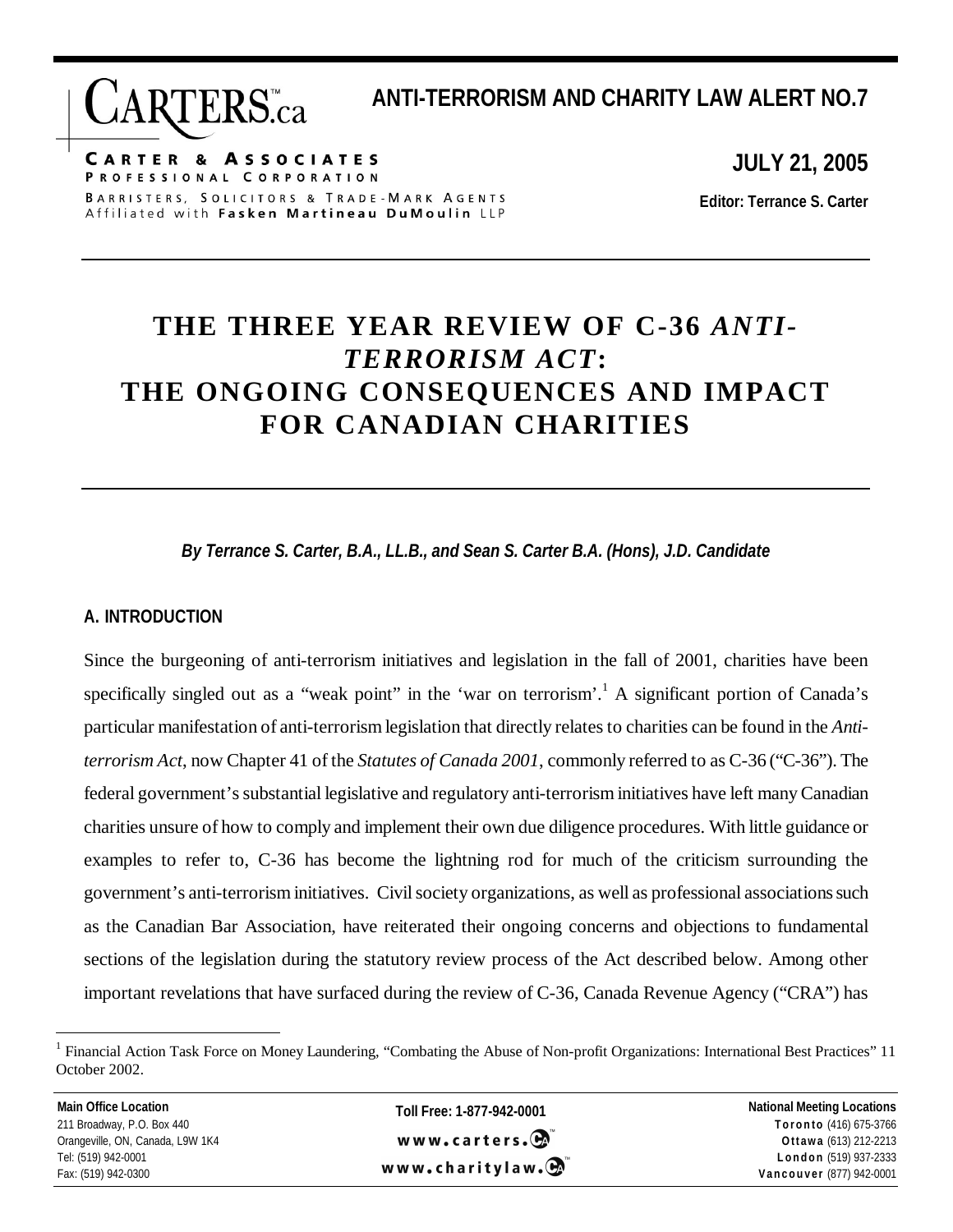# ANTI-TERRORISM AND CHARITY LAW ALERT NO.7

**CARTERS.ca**

**CARTER & ASSOCIATES**
PROFESSIONAL CORPORATION
BARRISTERS, SOLICITORS & TRADE-MARK AGENTS
Affiliated with **Fasken Martineau DuMoulin** LLP

**JULY 21, 2005**

**Editor: Terrance S. Carter**

# THE THREE YEAR REVIEW OF C-36 *ANTI-TERRORISM ACT*: THE ONGOING CONSEQUENCES AND IMPACT FOR CANADIAN CHARITIES

***By Terrance S. Carter, B.A., LL.B., and Sean S. Carter B.A. (Hons), J.D. Candidate***

## A. INTRODUCTION

Since the burgeoning of anti-terrorism initiatives and legislation in the fall of 2001, charities have been specifically singled out as a "weak point" in the 'war on terrorism'.[1] A significant portion of Canada's particular manifestation of anti-terrorism legislation that directly relates to charities can be found in the *Anti-terrorism Act*, now Chapter 41 of the *Statutes of Canada 2001*, commonly referred to as C-36 ("C-36"). The federal government's substantial legislative and regulatory anti-terrorism initiatives have left many Canadian charities unsure of how to comply and implement their own due diligence procedures. With little guidance or examples to refer to, C-36 has become the lightning rod for much of the criticism surrounding the government's anti-terrorism initiatives. Civil society organizations, as well as professional associations such as the Canadian Bar Association, have reiterated their ongoing concerns and objections to fundamental sections of the legislation during the statutory review process of the Act described below. Among other important revelations that have surfaced during the review of C-36, Canada Revenue Agency ("CRA") has

---

[1] Financial Action Task Force on Money Laundering, "Combating the Abuse of Non-profit Organizations: International Best Practices" 11 October 2002.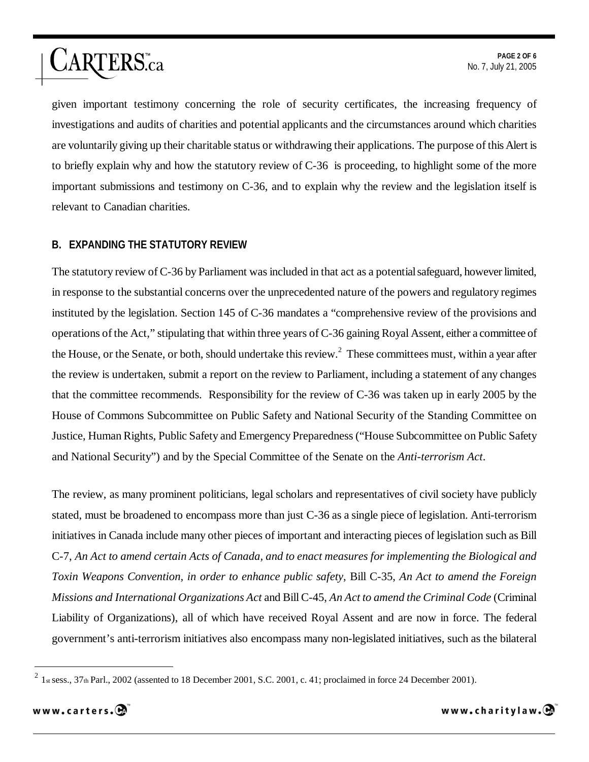given important testimony concerning the role of security certificates, the increasing frequency of investigations and audits of charities and potential applicants and the circumstances around which charities are voluntarily giving up their charitable status or withdrawing their applications. The purpose of this Alert is to briefly explain why and how the statutory review of C-36 is proceeding, to highlight some of the more important submissions and testimony on C-36, and to explain why the review and the legislation itself is relevant to Canadian charities.

### B. EXPANDING THE STATUTORY REVIEW

The statutory review of C-36 by Parliament was included in that act as a potential safeguard, however limited, in response to the substantial concerns over the unprecedented nature of the powers and regulatory regimes instituted by the legislation. Section 145 of C-36 mandates a "comprehensive review of the provisions and operations of the Act," stipulating that within three years of C-36 gaining Royal Assent, either a committee of the House, or the Senate, or both, should undertake this review.[2] These committees must, within a year after the review is undertaken, submit a report on the review to Parliament, including a statement of any changes that the committee recommends. Responsibility for the review of C-36 was taken up in early 2005 by the House of Commons Subcommittee on Public Safety and National Security of the Standing Committee on Justice, Human Rights, Public Safety and Emergency Preparedness ("House Subcommittee on Public Safety and National Security") and by the Special Committee of the Senate on the *Anti-terrorism Act*.

The review, as many prominent politicians, legal scholars and representatives of civil society have publicly stated, must be broadened to encompass more than just C-36 as a single piece of legislation. Anti-terrorism initiatives in Canada include many other pieces of important and interacting pieces of legislation such as Bill C-7, *An Act to amend certain Acts of Canada, and to enact measures for implementing the Biological and Toxin Weapons Convention, in order to enhance public safety*, Bill C-35, *An Act to amend the Foreign Missions and International Organizations Act* and Bill C-45, *An Act to amend the Criminal Code* (Criminal Liability of Organizations), all of which have received Royal Assent and are now in force. The federal government's anti-terrorism initiatives also encompass many non-legislated initiatives, such as the bilateral

---

[2] 1st sess., 37th Parl., 2002 (assented to 18 December 2001, S.C. 2001, c. 41; proclaimed in force 24 December 2001).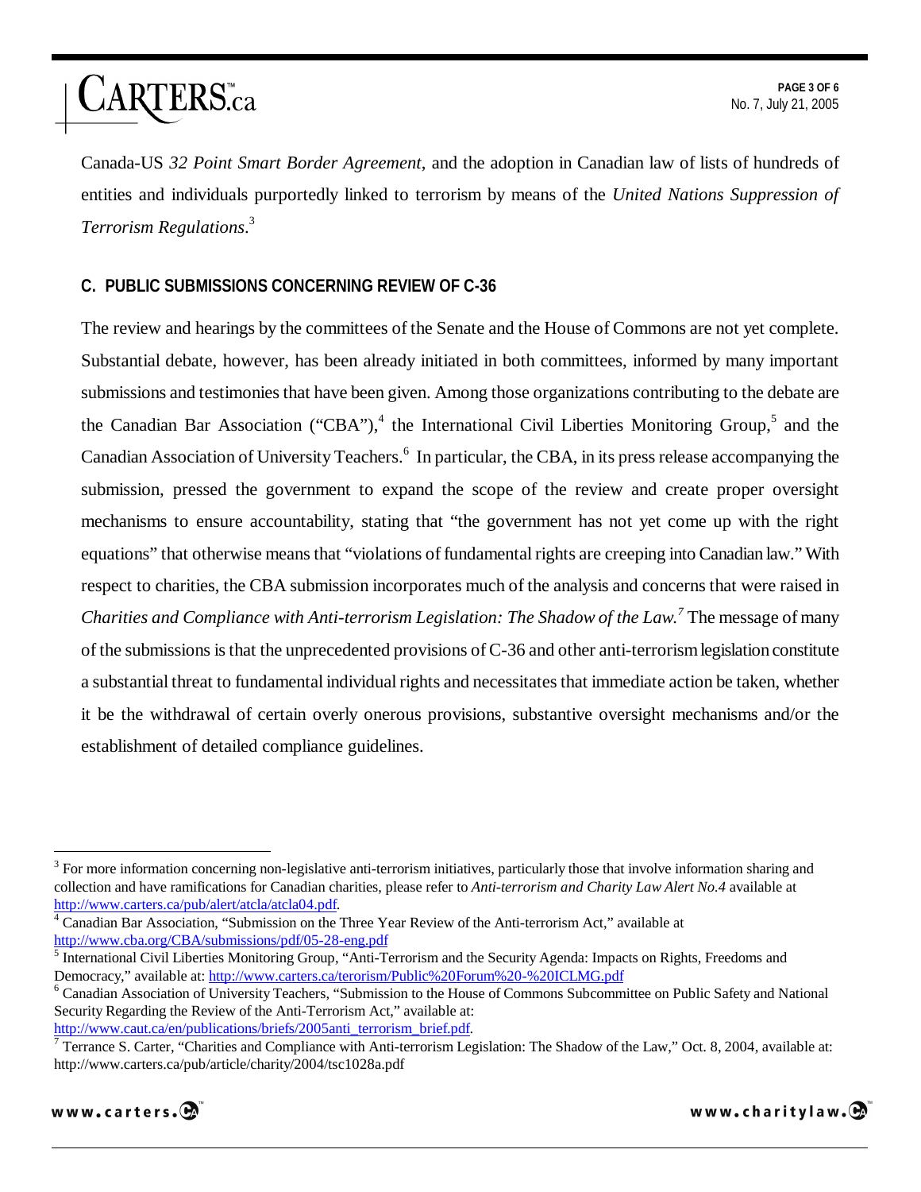Canada-US *32 Point Smart Border Agreement*, and the adoption in Canadian law of lists of hundreds of entities and individuals purportedly linked to terrorism by means of the *United Nations Suppression of Terrorism Regulations*.[3]

### C. PUBLIC SUBMISSIONS CONCERNING REVIEW OF C-36

The review and hearings by the committees of the Senate and the House of Commons are not yet complete. Substantial debate, however, has been already initiated in both committees, informed by many important submissions and testimonies that have been given. Among those organizations contributing to the debate are the Canadian Bar Association ("CBA"),[4] the International Civil Liberties Monitoring Group,[5] and the Canadian Association of University Teachers.[6] In particular, the CBA, in its press release accompanying the submission, pressed the government to expand the scope of the review and create proper oversight mechanisms to ensure accountability, stating that "the government has not yet come up with the right equations" that otherwise means that "violations of fundamental rights are creeping into Canadian law." With respect to charities, the CBA submission incorporates much of the analysis and concerns that were raised in *Charities and Compliance with Anti-terrorism Legislation: The Shadow of the Law.*[7] The message of many of the submissions is that the unprecedented provisions of C-36 and other anti-terrorism legislation constitute a substantial threat to fundamental individual rights and necessitates that immediate action be taken, whether it be the withdrawal of certain overly onerous provisions, substantive oversight mechanisms and/or the establishment of detailed compliance guidelines.

---

[3] For more information concerning non-legislative anti-terrorism initiatives, particularly those that involve information sharing and collection and have ramifications for Canadian charities, please refer to *Anti-terrorism and Charity Law Alert No.4* available at http://www.carters.ca/pub/alert/atcla/atcla04.pdf.

[4] Canadian Bar Association, "Submission on the Three Year Review of the Anti-terrorism Act," available at http://www.cba.org/CBA/submissions/pdf/05-28-eng.pdf

[5] International Civil Liberties Monitoring Group, "Anti-Terrorism and the Security Agenda: Impacts on Rights, Freedoms and Democracy," available at: http://www.carters.ca/terorism/Public%20Forum%20-%20ICLMG.pdf

[6] Canadian Association of University Teachers, "Submission to the House of Commons Subcommittee on Public Safety and National Security Regarding the Review of the Anti-Terrorism Act," available at: http://www.caut.ca/en/publications/briefs/2005anti_terrorism_brief.pdf.

[7] Terrance S. Carter, "Charities and Compliance with Anti-terrorism Legislation: The Shadow of the Law," Oct. 8, 2004, available at: http://www.carters.ca/pub/article/charity/2004/tsc1028a.pdf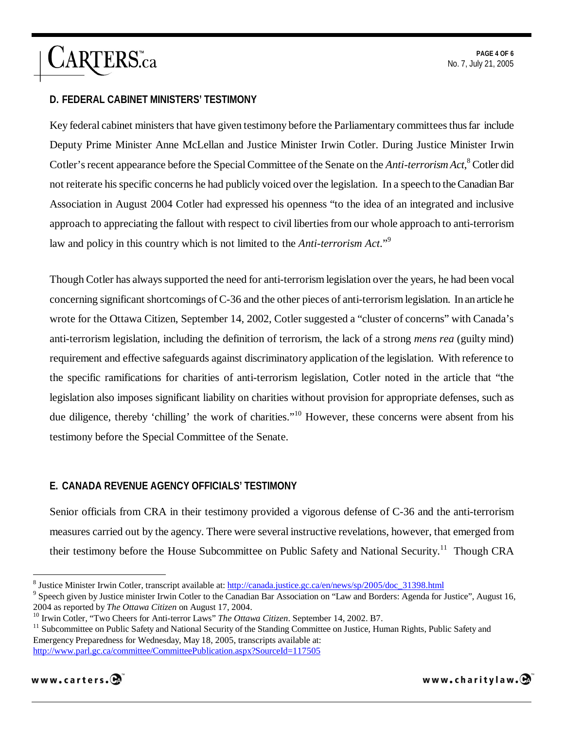### D. FEDERAL CABINET MINISTERS' TESTIMONY

Key federal cabinet ministers that have given testimony before the Parliamentary committees thus far include Deputy Prime Minister Anne McLellan and Justice Minister Irwin Cotler. During Justice Minister Irwin Cotler's recent appearance before the Special Committee of the Senate on the *Anti-terrorism Act*,[8] Cotler did not reiterate his specific concerns he had publicly voiced over the legislation. In a speech to the Canadian Bar Association in August 2004 Cotler had expressed his openness "to the idea of an integrated and inclusive approach to appreciating the fallout with respect to civil liberties from our whole approach to anti-terrorism law and policy in this country which is not limited to the *Anti-terrorism Act*."[9]

Though Cotler has always supported the need for anti-terrorism legislation over the years, he had been vocal concerning significant shortcomings of C-36 and the other pieces of anti-terrorism legislation. In an article he wrote for the Ottawa Citizen, September 14, 2002, Cotler suggested a "cluster of concerns" with Canada's anti-terrorism legislation, including the definition of terrorism, the lack of a strong *mens rea* (guilty mind) requirement and effective safeguards against discriminatory application of the legislation. With reference to the specific ramifications for charities of anti-terrorism legislation, Cotler noted in the article that "the legislation also imposes significant liability on charities without provision for appropriate defenses, such as due diligence, thereby 'chilling' the work of charities."[10] However, these concerns were absent from his testimony before the Special Committee of the Senate.

### E. CANADA REVENUE AGENCY OFFICIALS' TESTIMONY

Senior officials from CRA in their testimony provided a vigorous defense of C-36 and the anti-terrorism measures carried out by the agency. There were several instructive revelations, however, that emerged from their testimony before the House Subcommittee on Public Safety and National Security.[11] Though CRA

---

[8] Justice Minister Irwin Cotler, transcript available at: http://canada.justice.gc.ca/en/news/sp/2005/doc_31398.html

[9] Speech given by Justice minister Irwin Cotler to the Canadian Bar Association on "Law and Borders: Agenda for Justice", August 16, 2004 as reported by *The Ottawa Citizen* on August 17, 2004.

[10] Irwin Cotler, "Two Cheers for Anti-terror Laws" *The Ottawa Citizen*. September 14, 2002. B7.

[11] Subcommittee on Public Safety and National Security of the Standing Committee on Justice, Human Rights, Public Safety and Emergency Preparedness for Wednesday, May 18, 2005, transcripts available at: http://www.parl.gc.ca/committee/CommitteePublication.aspx?SourceId=117505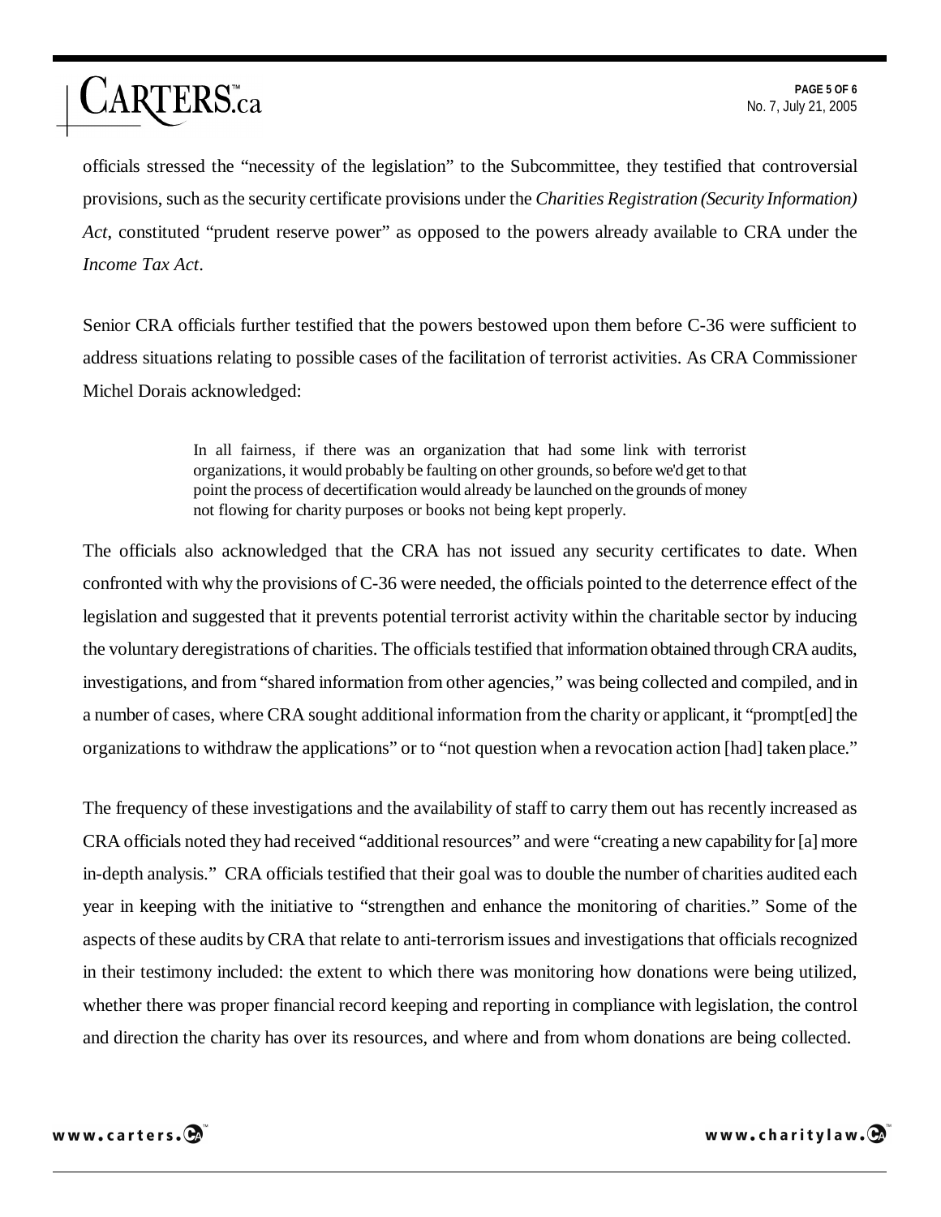officials stressed the "necessity of the legislation" to the Subcommittee, they testified that controversial provisions, such as the security certificate provisions under the *Charities Registration (Security Information) Act*, constituted "prudent reserve power" as opposed to the powers already available to CRA under the *Income Tax Act*.

Senior CRA officials further testified that the powers bestowed upon them before C-36 were sufficient to address situations relating to possible cases of the facilitation of terrorist activities. As CRA Commissioner Michel Dorais acknowledged:

> In all fairness, if there was an organization that had some link with terrorist organizations, it would probably be faulting on other grounds, so before we'd get to that point the process of decertification would already be launched on the grounds of money not flowing for charity purposes or books not being kept properly.

The officials also acknowledged that the CRA has not issued any security certificates to date. When confronted with why the provisions of C-36 were needed, the officials pointed to the deterrence effect of the legislation and suggested that it prevents potential terrorist activity within the charitable sector by inducing the voluntary deregistrations of charities. The officials testified that information obtained through CRA audits, investigations, and from "shared information from other agencies," was being collected and compiled, and in a number of cases, where CRA sought additional information from the charity or applicant, it "prompt[ed] the organizations to withdraw the applications" or to "not question when a revocation action [had] taken place."

The frequency of these investigations and the availability of staff to carry them out has recently increased as CRA officials noted they had received "additional resources" and were "creating a new capability for [a] more in-depth analysis." CRA officials testified that their goal was to double the number of charities audited each year in keeping with the initiative to "strengthen and enhance the monitoring of charities." Some of the aspects of these audits by CRA that relate to anti-terrorism issues and investigations that officials recognized in their testimony included: the extent to which there was monitoring how donations were being utilized, whether there was proper financial record keeping and reporting in compliance with legislation, the control and direction the charity has over its resources, and where and from whom donations are being collected.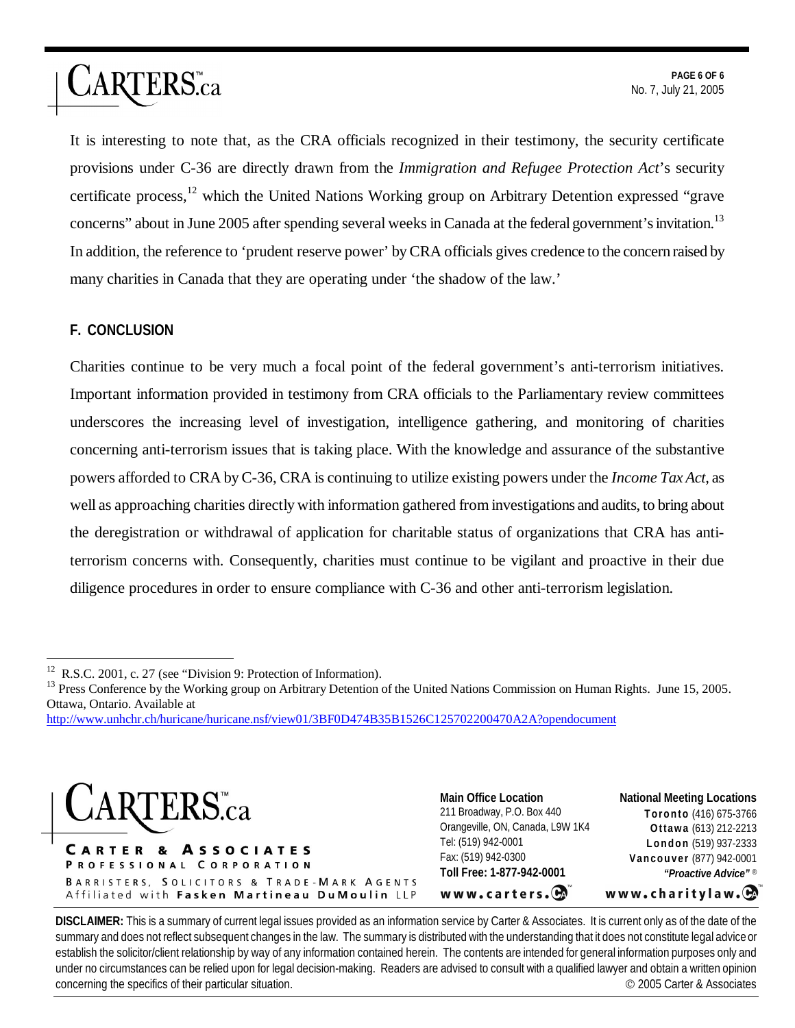It is interesting to note that, as the CRA officials recognized in their testimony, the security certificate provisions under C-36 are directly drawn from the *Immigration and Refugee Protection Act*'s security certificate process,[12] which the United Nations Working group on Arbitrary Detention expressed "grave concerns" about in June 2005 after spending several weeks in Canada at the federal government's invitation.[13] In addition, the reference to 'prudent reserve power' by CRA officials gives credence to the concern raised by many charities in Canada that they are operating under 'the shadow of the law.'

## F. CONCLUSION

Charities continue to be very much a focal point of the federal government's anti-terrorism initiatives. Important information provided in testimony from CRA officials to the Parliamentary review committees underscores the increasing level of investigation, intelligence gathering, and monitoring of charities concerning anti-terrorism issues that is taking place. With the knowledge and assurance of the substantive powers afforded to CRA by C-36, CRA is continuing to utilize existing powers under the *Income Tax Act*, as well as approaching charities directly with information gathered from investigations and audits, to bring about the deregistration or withdrawal of application for charitable status of organizations that CRA has anti-terrorism concerns with. Consequently, charities must continue to be vigilant and proactive in their due diligence procedures in order to ensure compliance with C-36 and other anti-terrorism legislation.

---

[12] R.S.C. 2001, c. 27 (see "Division 9: Protection of Information).

[13] Press Conference by the Working group on Arbitrary Detention of the United Nations Commission on Human Rights. June 15, 2005. Ottawa, Ontario. Available at http://www.unhchr.ch/huricane/huricane.nsf/view01/3BF0D474B35B1526C125702200470A2A?opendocument

---

**CARTER & ASSOCIATES**
PROFESSIONAL CORPORATION
BARRISTERS, SOLICITORS & TRADE-MARK AGENTS
Affiliated with **Fasken Martineau DuMoulin** LLP

**Main Office Location**
211 Broadway, P.O. Box 440
Orangeville, ON, Canada, L9W 1K4
Tel: (519) 942-0001
Fax: (519) 942-0300
**Toll Free: 1-877-942-0001**
www.carters.ca

**National Meeting Locations**
**Toronto** (416) 675-3766
**Ottawa** (613) 212-2213
**London** (519) 937-2333
**Vancouver** (877) 942-0001
***"Proactive Advice"*** ®
www.charitylaw.ca

**DISCLAIMER:** This is a summary of current legal issues provided as an information service by Carter & Associates. It is current only as of the date of the summary and does not reflect subsequent changes in the law. The summary is distributed with the understanding that it does not constitute legal advice or establish the solicitor/client relationship by way of any information contained herein. The contents are intended for general information purposes only and under no circumstances can be relied upon for legal decision-making. Readers are advised to consult with a qualified lawyer and obtain a written opinion concerning the specifics of their particular situation. © 2005 Carter & Associates